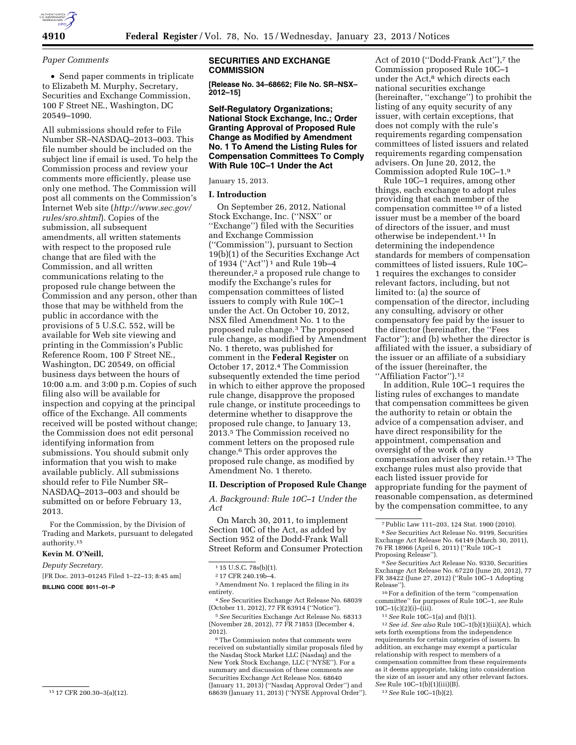*Paper Comments*

- Send paper comments in triplicate to Elizabeth M. Murphy, Secretary, Securities and Exchange Commission, 100 F Street NE., Washington, DC 20549–1090.

All submissions should refer to File Number SR–NASDAQ–2013–003. This file number should be included on the subject line if email is used. To help the Commission process and review your comments more efficiently, please use only one method. The Commission will post all comments on the Commission's Internet Web site (*http://www.sec.gov/rules/sro.shtml*). Copies of the submission, all subsequent amendments, all written statements with respect to the proposed rule change that are filed with the Commission, and all written communications relating to the proposed rule change between the Commission and any person, other than those that may be withheld from the public in accordance with the provisions of 5 U.S.C. 552, will be available for Web site viewing and printing in the Commission's Public Reference Room, 100 F Street NE., Washington, DC 20549, on official business days between the hours of 10:00 a.m. and 3:00 p.m. Copies of such filing also will be available for inspection and copying at the principal office of the Exchange. All comments received will be posted without change; the Commission does not edit personal identifying information from submissions. You should submit only information that you wish to make available publicly. All submissions should refer to File Number SR–NASDAQ–2013–003 and should be submitted on or before February 13, 2013.

For the Commission, by the Division of Trading and Markets, pursuant to delegated authority.[15]

**Kevin M. O'Neill,**

*Deputy Secretary.*

[FR Doc. 2013–01245 Filed 1–22–13; 8:45 am]

**BILLING CODE 8011–01–P**

[15] 17 CFR 200.30–3(a)(12).

## SECURITIES AND EXCHANGE COMMISSION

**[Release No. 34–68662; File No. SR–NSX–2012–15]**

### Self-Regulatory Organizations; National Stock Exchange, Inc.; Order Granting Approval of Proposed Rule Change as Modified by Amendment No. 1 To Amend the Listing Rules for Compensation Committees To Comply With Rule 10C–1 Under the Act

January 15, 2013.

#### I. Introduction

On September 26, 2012, National Stock Exchange, Inc. (''NSX'' or ''Exchange'') filed with the Securities and Exchange Commission (''Commission''), pursuant to Section 19(b)(1) of the Securities Exchange Act of 1934 (''Act'')[1] and Rule 19b–4 thereunder,[2] a proposed rule change to modify the Exchange's rules for compensation committees of listed issuers to comply with Rule 10C–1 under the Act. On October 10, 2012, NSX filed Amendment No. 1 to the proposed rule change.[3] The proposed rule change, as modified by Amendment No. 1 thereto, was published for comment in the **Federal Register** on October 17, 2012.[4] The Commission subsequently extended the time period in which to either approve the proposed rule change, disapprove the proposed rule change, or institute proceedings to determine whether to disapprove the proposed rule change, to January 13, 2013.[5] The Commission received no comment letters on the proposed rule change.[6] This order approves the proposed rule change, as modified by Amendment No. 1 thereto.

#### II. Description of Proposed Rule Change

*A. Background: Rule 10C–1 Under the Act*

On March 30, 2011, to implement Section 10C of the Act, as added by Section 952 of the Dodd-Frank Wall Street Reform and Consumer Protection Act of 2010 (''Dodd-Frank Act''),[7] the Commission proposed Rule 10C–1 under the Act,[8] which directs each national securities exchange (hereinafter, ''exchange'') to prohibit the listing of any equity security of any issuer, with certain exceptions, that does not comply with the rule's requirements regarding compensation committees of listed issuers and related requirements regarding compensation advisers. On June 20, 2012, the Commission adopted Rule 10C–1.[9]

Rule 10C–1 requires, among other things, each exchange to adopt rules providing that each member of the compensation committee[10] of a listed issuer must be a member of the board of directors of the issuer, and must otherwise be independent.[11] In determining the independence standards for members of compensation committees of listed issuers, Rule 10C–1 requires the exchanges to consider relevant factors, including, but not limited to: (a) the source of compensation of the director, including any consulting, advisory or other compensatory fee paid by the issuer to the director (hereinafter, the ''Fees Factor''); and (b) whether the director is affiliated with the issuer, a subsidiary of the issuer or an affiliate of a subsidiary of the issuer (hereinafter, the ''Affiliation Factor'').[12]

In addition, Rule 10C–1 requires the listing rules of exchanges to mandate that compensation committees be given the authority to retain or obtain the advice of a compensation adviser, and have direct responsibility for the appointment, compensation and oversight of the work of any compensation adviser they retain.[13] The exchange rules must also provide that each listed issuer provide for appropriate funding for the payment of reasonable compensation, as determined by the compensation committee, to any

[1] 15 U.S.C. 78s(b)(1).

[2] 17 CFR 240.19b–4.

[3] Amendment No. 1 replaced the filing in its entirety.

[4] *See* Securities Exchange Act Release No. 68039 (October 11, 2012), 77 FR 63914 (''Notice'').

[5] *See* Securities Exchange Act Release No. 68313 (November 28, 2012), 77 FR 71853 (December 4, 2012).

[6] The Commission notes that comments were received on substantially similar proposals filed by the Nasdaq Stock Market LLC (Nasdaq) and the New York Stock Exchange, LLC (''NYSE''). For a summary and discussion of these comments *see* Securities Exchange Act Release Nos. 68640 (January 11, 2013) (''Nasdaq Approval Order'') and 68639 (January 11, 2013) (''NYSE Approval Order'').

[7] Public Law 111–203, 124 Stat. 1900 (2010).

[8] *See* Securities Act Release No. 9199, Securities Exchange Act Release No. 64149 (March 30, 2011), 76 FR 18966 (April 6, 2011) (''Rule 10C–1 Proposing Release'').

[9] *See* Securities Act Release No. 9330, Securities Exchange Act Release No. 67220 (June 20, 2012), 77 FR 38422 (June 27, 2012) (''Rule 10C–1 Adopting Release'').

[10] For a definition of the term ''compensation committee'' for purposes of Rule 10C–1, *see* Rule 10C–1(c)(2)(i)–(iii).

[11] *See* Rule 10C–1(a) and (b)(1).

[12] *See id. See also* Rule 10C–1(b)(1)(iii)(A), which sets forth exemptions from the independence requirements for certain categories of issuers. In addition, an exchange may exempt a particular relationship with respect to members of a compensation committee from these requirements as it deems appropriate, taking into consideration the size of an issuer and any other relevant factors. *See* Rule 10C–1(b)(1)(iii)(B).

[13] *See* Rule 10C–1(b)(2).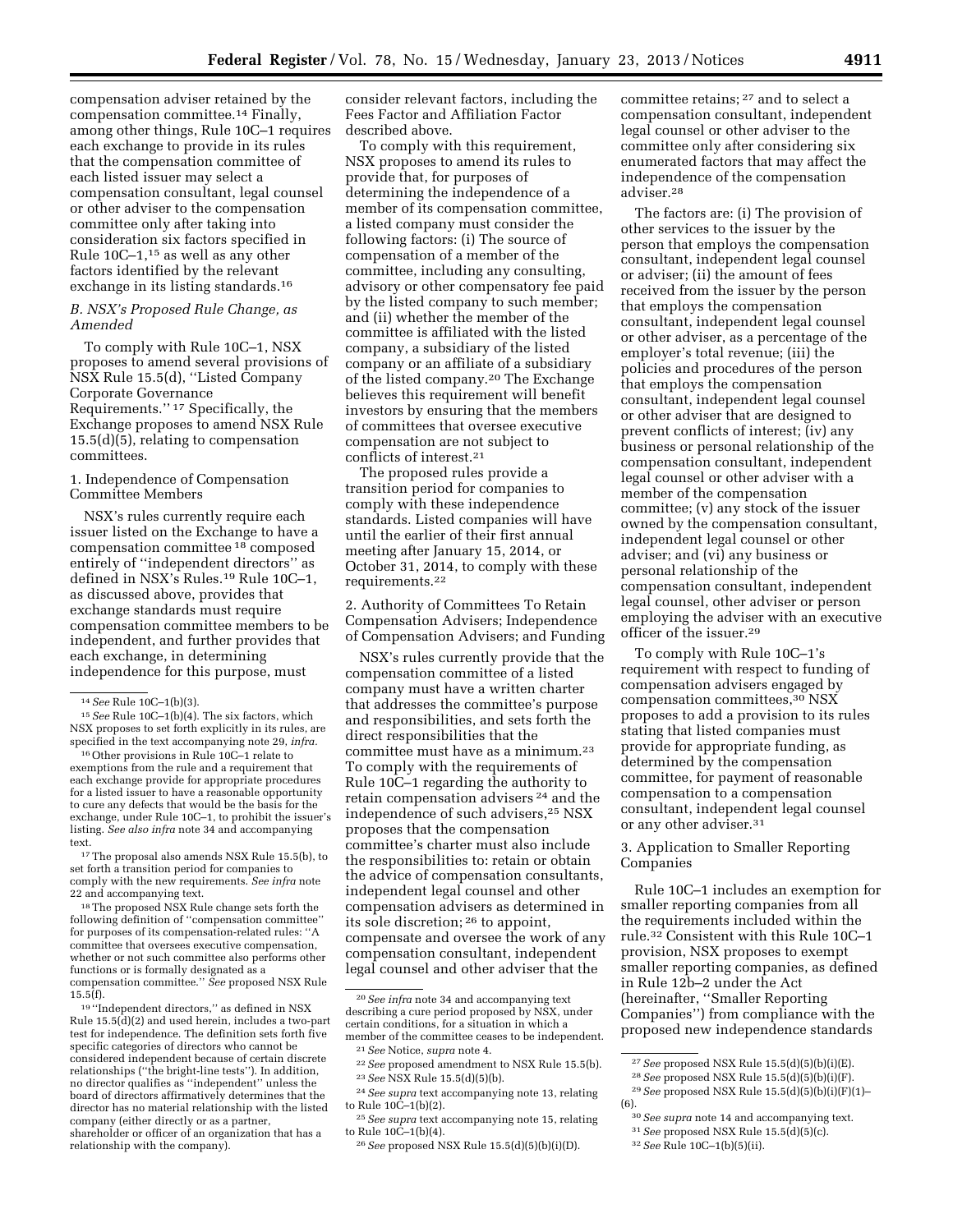compensation adviser retained by the compensation committee.[14] Finally, among other things, Rule 10C–1 requires each exchange to provide in its rules that the compensation committee of each listed issuer may select a compensation consultant, legal counsel or other adviser to the compensation committee only after taking into consideration six factors specified in Rule 10C–1,[15] as well as any other factors identified by the relevant exchange in its listing standards.[16]

### B. NSX's Proposed Rule Change, as Amended

To comply with Rule 10C–1, NSX proposes to amend several provisions of NSX Rule 15.5(d), "Listed Company Corporate Governance Requirements." [17] Specifically, the Exchange proposes to amend NSX Rule 15.5(d)(5), relating to compensation committees.

#### 1. Independence of Compensation Committee Members

NSX's rules currently require each issuer listed on the Exchange to have a compensation committee [18] composed entirely of "independent directors" as defined in NSX's Rules.[19] Rule 10C–1, as discussed above, provides that exchange standards must require compensation committee members to be independent, and further provides that each exchange, in determining independence for this purpose, must consider relevant factors, including the Fees Factor and Affiliation Factor described above.

To comply with this requirement, NSX proposes to amend its rules to provide that, for purposes of determining the independence of a member of its compensation committee, a listed company must consider the following factors: (i) The source of compensation of a member of the committee, including any consulting, advisory or other compensatory fee paid by the listed company to such member; and (ii) whether the member of the committee is affiliated with the listed company, a subsidiary of the listed company or an affiliate of a subsidiary of the listed company.[20] The Exchange believes this requirement will benefit investors by ensuring that the members of committees that oversee executive compensation are not subject to conflicts of interest.[21]

The proposed rules provide a transition period for companies to comply with these independence standards. Listed companies will have until the earlier of their first annual meeting after January 15, 2014, or October 31, 2014, to comply with these requirements.[22]

#### 2. Authority of Committees To Retain Compensation Advisers; Independence of Compensation Advisers; and Funding

NSX's rules currently provide that the compensation committee of a listed company must have a written charter that addresses the committee's purpose and responsibilities, and sets forth the direct responsibilities that the committee must have as a minimum.[23] To comply with the requirements of Rule 10C–1 regarding the authority to retain compensation advisers [24] and the independence of such advisers,[25] NSX proposes that the compensation committee's charter must also include the responsibilities to: retain or obtain the advice of compensation consultants, independent legal counsel and other compensation advisers as determined in its sole discretion; [26] to appoint, compensate and oversee the work of any compensation consultant, independent legal counsel and other adviser that the committee retains; [27] and to select a compensation consultant, independent legal counsel or other adviser to the committee only after considering six enumerated factors that may affect the independence of the compensation adviser.[28]

The factors are: (i) The provision of other services to the issuer by the person that employs the compensation consultant, independent legal counsel or adviser; (ii) the amount of fees received from the issuer by the person that employs the compensation consultant, independent legal counsel or other adviser, as a percentage of the employer's total revenue; (iii) the policies and procedures of the person that employs the compensation consultant, independent legal counsel or other adviser that are designed to prevent conflicts of interest; (iv) any business or personal relationship of the compensation consultant, independent legal counsel or other adviser with a member of the compensation committee; (v) any stock of the issuer owned by the compensation consultant, independent legal counsel or other adviser; and (vi) any business or personal relationship of the compensation consultant, independent legal counsel, other adviser or person employing the adviser with an executive officer of the issuer.[29]

To comply with Rule 10C–1's requirement with respect to funding of compensation advisers engaged by compensation committees,[30] NSX proposes to add a provision to its rules stating that listed companies must provide for appropriate funding, as determined by the compensation committee, for payment of reasonable compensation to a compensation consultant, independent legal counsel or any other adviser.[31]

#### 3. Application to Smaller Reporting Companies

Rule 10C–1 includes an exemption for smaller reporting companies from all the requirements included within the rule.[32] Consistent with this Rule 10C–1 provision, NSX proposes to exempt smaller reporting companies, as defined in Rule 12b–2 under the Act (hereinafter, "Smaller Reporting Companies") from compliance with the proposed new independence standards

---

[14] *See* Rule 10C–1(b)(3).

[15] *See* Rule 10C–1(b)(4). The six factors, which NSX proposes to set forth explicitly in its rules, are specified in the text accompanying note 29, *infra*.

[16] Other provisions in Rule 10C–1 relate to exemptions from the rule and a requirement that each exchange provide for appropriate procedures for a listed issuer to have a reasonable opportunity to cure any defects that would be the basis for the exchange, under Rule 10C–1, to prohibit the issuer's listing. *See also infra* note 34 and accompanying text.

[17] The proposal also amends NSX Rule 15.5(b), to set forth a transition period for companies to comply with the new requirements. *See infra* note 22 and accompanying text.

[18] The proposed NSX Rule change sets forth the following definition of "compensation committee" for purposes of its compensation-related rules: "A committee that oversees executive compensation, whether or not such committee also performs other functions or is formally designated as a compensation committee." *See* proposed NSX Rule 15.5(f).

[19] "Independent directors," as defined in NSX Rule 15.5(d)(2) and used herein, includes a two-part test for independence. The definition sets forth five specific categories of directors who cannot be considered independent because of certain discrete relationships ("the bright-line tests"). In addition, no director qualifies as "independent" unless the board of directors affirmatively determines that the director has no material relationship with the listed company (either directly or as a partner, shareholder or officer of an organization that has a relationship with the company).

[20] *See infra* note 34 and accompanying text describing a cure period proposed by NSX, under certain conditions, for a situation in which a member of the committee ceases to be independent.

[21] *See* Notice, *supra* note 4.

[22] *See* proposed amendment to NSX Rule 15.5(b).

[23] *See* NSX Rule 15.5(d)(5)(b).

[24] *See supra* text accompanying note 13, relating to Rule 10C–1(b)(2).

[25] *See supra* text accompanying note 15, relating to Rule 10C–1(b)(4).

[26] *See* proposed NSX Rule 15.5(d)(5)(b)(i)(D).

[27] *See* proposed NSX Rule 15.5(d)(5)(b)(i)(E).

[28] *See* proposed NSX Rule 15.5(d)(5)(b)(i)(F).

[29] *See* proposed NSX Rule 15.5(d)(5)(b)(i)(F)(1)–(6).

[30] *See supra* note 14 and accompanying text.

[31] *See* proposed NSX Rule 15.5(d)(5)(c).

[32] *See* Rule 10C–1(b)(5)(ii).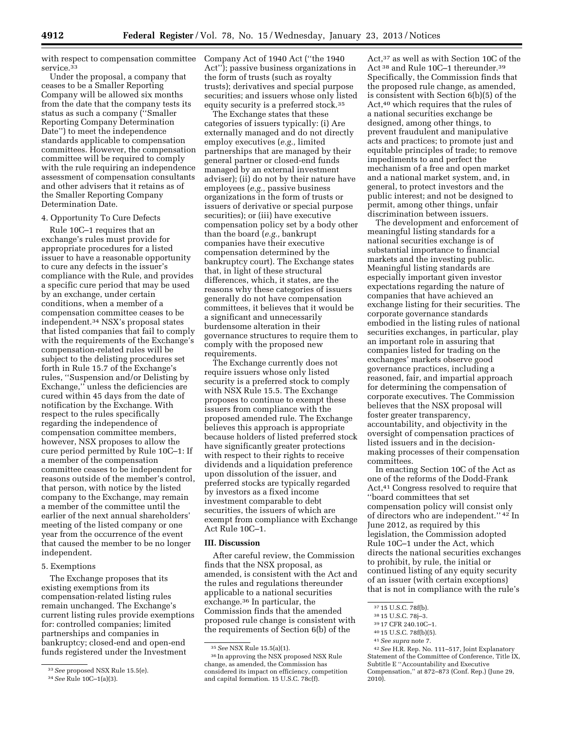with respect to compensation committee service.[33]

Under the proposal, a company that ceases to be a Smaller Reporting Company will be allowed six months from the date that the company tests its status as such a company (''Smaller Reporting Company Determination Date'') to meet the independence standards applicable to compensation committees. However, the compensation committee will be required to comply with the rule requiring an independence assessment of compensation consultants and other advisers that it retains as of the Smaller Reporting Company Determination Date.

4. Opportunity To Cure Defects

Rule 10C–1 requires that an exchange's rules must provide for appropriate procedures for a listed issuer to have a reasonable opportunity to cure any defects in the issuer's compliance with the Rule, and provides a specific cure period that may be used by an exchange, under certain conditions, when a member of a compensation committee ceases to be independent.[34] NSX's proposal states that listed companies that fail to comply with the requirements of the Exchange's compensation-related rules will be subject to the delisting procedures set forth in Rule 15.7 of the Exchange's rules, ''Suspension and/or Delisting by Exchange,'' unless the deficiencies are cured within 45 days from the date of notification by the Exchange. With respect to the rules specifically regarding the independence of compensation committee members, however, NSX proposes to allow the cure period permitted by Rule 10C–1: If a member of the compensation committee ceases to be independent for reasons outside of the member's control, that person, with notice by the listed company to the Exchange, may remain a member of the committee until the earlier of the next annual shareholders' meeting of the listed company or one year from the occurrence of the event that caused the member to be no longer independent.

5. Exemptions

The Exchange proposes that its existing exemptions from its compensation-related listing rules remain unchanged. The Exchange's current listing rules provide exemptions for: controlled companies; limited partnerships and companies in bankruptcy; closed-end and open-end funds registered under the Investment Company Act of 1940 Act (''the 1940 Act''); passive business organizations in the form of trusts (such as royalty trusts); derivatives and special purpose securities; and issuers whose only listed equity security is a preferred stock.[35]

The Exchange states that these categories of issuers typically: (i) Are externally managed and do not directly employ executives (*e.g.,* limited partnerships that are managed by their general partner or closed-end funds managed by an external investment adviser); (ii) do not by their nature have employees (*e.g.,* passive business organizations in the form of trusts or issuers of derivative or special purpose securities); or (iii) have executive compensation policy set by a body other than the board (*e.g.,* bankrupt companies have their executive compensation determined by the bankruptcy court). The Exchange states that, in light of these structural differences, which, it states, are the reasons why these categories of issuers generally do not have compensation committees, it believes that it would be a significant and unnecessarily burdensome alteration in their governance structures to require them to comply with the proposed new requirements.

The Exchange currently does not require issuers whose only listed security is a preferred stock to comply with NSX Rule 15.5. The Exchange proposes to continue to exempt these issuers from compliance with the proposed amended rule. The Exchange believes this approach is appropriate because holders of listed preferred stock have significantly greater protections with respect to their rights to receive dividends and a liquidation preference upon dissolution of the issuer, and preferred stocks are typically regarded by investors as a fixed income investment comparable to debt securities, the issuers of which are exempt from compliance with Exchange Act Rule 10C–1.

## III. Discussion

After careful review, the Commission finds that the NSX proposal, as amended, is consistent with the Act and the rules and regulations thereunder applicable to a national securities exchange.[36] In particular, the Commission finds that the amended proposed rule change is consistent with the requirements of Section 6(b) of the Act,[37] as well as with Section 10C of the Act [38] and Rule 10C–1 thereunder.[39] Specifically, the Commission finds that the proposed rule change, as amended, is consistent with Section 6(b)(5) of the Act,[40] which requires that the rules of a national securities exchange be designed, among other things, to prevent fraudulent and manipulative acts and practices; to promote just and equitable principles of trade; to remove impediments to and perfect the mechanism of a free and open market and a national market system, and, in general, to protect investors and the public interest; and not be designed to permit, among other things, unfair discrimination between issuers.

The development and enforcement of meaningful listing standards for a national securities exchange is of substantial importance to financial markets and the investing public. Meaningful listing standards are especially important given investor expectations regarding the nature of companies that have achieved an exchange listing for their securities. The corporate governance standards embodied in the listing rules of national securities exchanges, in particular, play an important role in assuring that companies listed for trading on the exchanges' markets observe good governance practices, including a reasoned, fair, and impartial approach for determining the compensation of corporate executives. The Commission believes that the NSX proposal will foster greater transparency, accountability, and objectivity in the oversight of compensation practices of listed issuers and in the decision-making processes of their compensation committees.

In enacting Section 10C of the Act as one of the reforms of the Dodd-Frank Act,[41] Congress resolved to require that ''board committees that set compensation policy will consist only of directors who are independent.'' [42] In June 2012, as required by this legislation, the Commission adopted Rule 10C–1 under the Act, which directs the national securities exchanges to prohibit, by rule, the initial or continued listing of any equity security of an issuer (with certain exceptions) that is not in compliance with the rule's

---

[33] *See* proposed NSX Rule 15.5(e).

[34] *See* Rule 10C–1(a)(3).

[35] *See* NSX Rule 15.5(a)(1).

[36] In approving the NSX proposed NSX Rule change, as amended, the Commission has considered its impact on efficiency, competition and capital formation. 15 U.S.C. 78c(f).

[37] 15 U.S.C. 78f(b).

[38] 15 U.S.C. 78j–3.

[39] 17 CFR 240.10C–1.

[40] 15 U.S.C. 78f(b)(5).

[41] *See supra* note 7.

[42] *See* H.R. Rep. No. 111–517, Joint Explanatory Statement of the Committee of Conference, Title IX, Subtitle E ''Accountability and Executive Compensation,'' at 872–873 (Conf. Rep.) (June 29, 2010).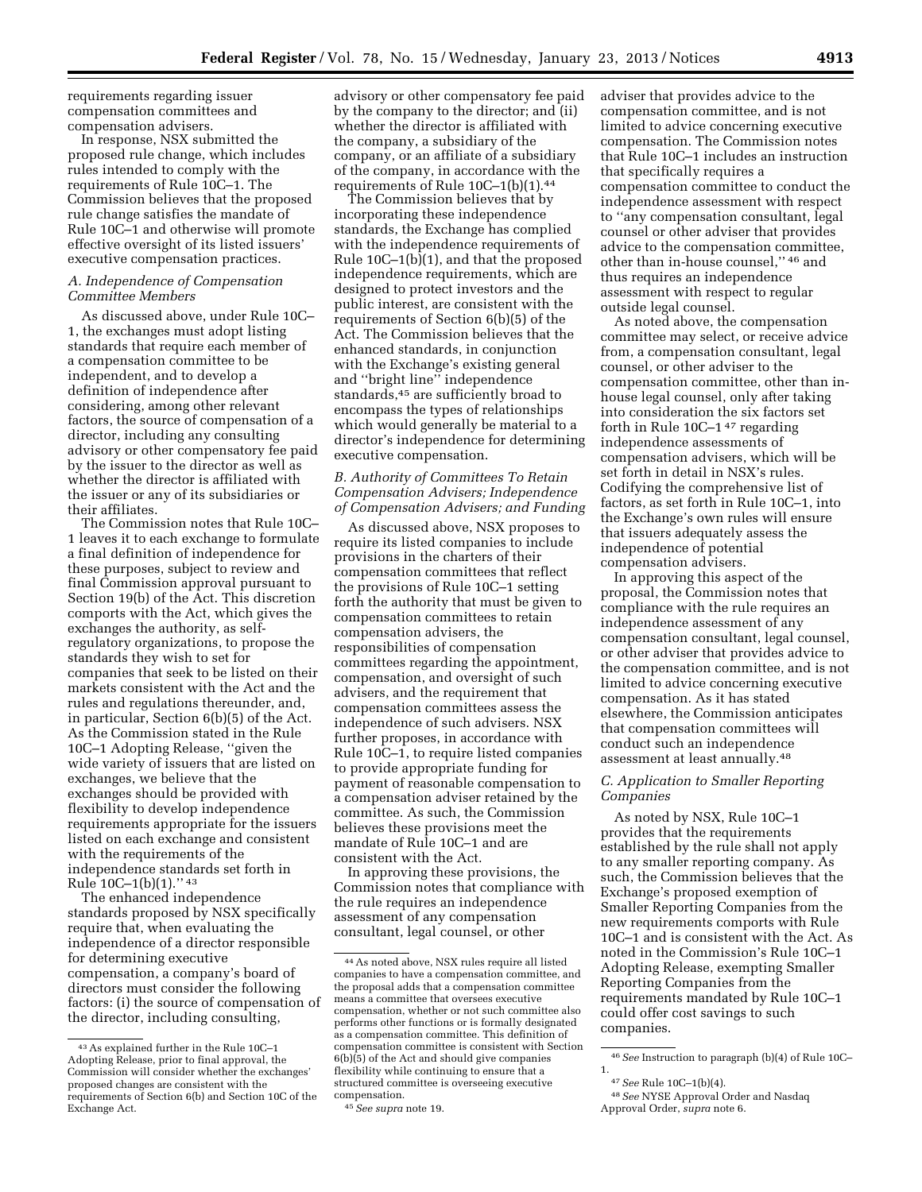requirements regarding issuer compensation committees and compensation advisers.

In response, NSX submitted the proposed rule change, which includes rules intended to comply with the requirements of Rule 10C–1. The Commission believes that the proposed rule change satisfies the mandate of Rule 10C–1 and otherwise will promote effective oversight of its listed issuers' executive compensation practices.

### *A. Independence of Compensation Committee Members*

As discussed above, under Rule 10C–1, the exchanges must adopt listing standards that require each member of a compensation committee to be independent, and to develop a definition of independence after considering, among other relevant factors, the source of compensation of a director, including any consulting advisory or other compensatory fee paid by the issuer to the director as well as whether the director is affiliated with the issuer or any of its subsidiaries or their affiliates.

The Commission notes that Rule 10C–1 leaves it to each exchange to formulate a final definition of independence for these purposes, subject to review and final Commission approval pursuant to Section 19(b) of the Act. This discretion comports with the Act, which gives the exchanges the authority, as self-regulatory organizations, to propose the standards they wish to set for companies that seek to be listed on their markets consistent with the Act and the rules and regulations thereunder, and, in particular, Section 6(b)(5) of the Act. As the Commission stated in the Rule 10C–1 Adopting Release, ''given the wide variety of issuers that are listed on exchanges, we believe that the exchanges should be provided with flexibility to develop independence requirements appropriate for the issuers listed on each exchange and consistent with the requirements of the independence standards set forth in Rule 10C–1(b)(1).'' [43]

The enhanced independence standards proposed by NSX specifically require that, when evaluating the independence of a director responsible for determining executive compensation, a company's board of directors must consider the following factors: (i) the source of compensation of the director, including consulting, advisory or other compensatory fee paid by the company to the director; and (ii) whether the director is affiliated with the company, a subsidiary of the company, or an affiliate of a subsidiary of the company, in accordance with the requirements of Rule 10C–1(b)(1).[44]

The Commission believes that by incorporating these independence standards, the Exchange has complied with the independence requirements of Rule 10C–1(b)(1), and that the proposed independence requirements, which are designed to protect investors and the public interest, are consistent with the requirements of Section 6(b)(5) of the Act. The Commission believes that the enhanced standards, in conjunction with the Exchange's existing general and ''bright line'' independence standards,[45] are sufficiently broad to encompass the types of relationships which would generally be material to a director's independence for determining executive compensation.

### *B. Authority of Committees To Retain Compensation Advisers; Independence of Compensation Advisers; and Funding*

As discussed above, NSX proposes to require its listed companies to include provisions in the charters of their compensation committees that reflect the provisions of Rule 10C–1 setting forth the authority that must be given to compensation committees to retain compensation advisers, the responsibilities of compensation committees regarding the appointment, compensation, and oversight of such advisers, and the requirement that compensation committees assess the independence of such advisers. NSX further proposes, in accordance with Rule 10C–1, to require listed companies to provide appropriate funding for payment of reasonable compensation to a compensation adviser retained by the committee. As such, the Commission believes these provisions meet the mandate of Rule 10C–1 and are consistent with the Act.

In approving these provisions, the Commission notes that compliance with the rule requires an independence assessment of any compensation consultant, legal counsel, or other adviser that provides advice to the compensation committee, and is not limited to advice concerning executive compensation. The Commission notes that Rule 10C–1 includes an instruction that specifically requires a compensation committee to conduct the independence assessment with respect to ''any compensation consultant, legal counsel or other adviser that provides advice to the compensation committee, other than in-house counsel,'' [46] and thus requires an independence assessment with respect to regular outside legal counsel.

As noted above, the compensation committee may select, or receive advice from, a compensation consultant, legal counsel, or other adviser to the compensation committee, other than in-house legal counsel, only after taking into consideration the six factors set forth in Rule 10C–1 [47] regarding independence assessments of compensation advisers, which will be set forth in detail in NSX's rules. Codifying the comprehensive list of factors, as set forth in Rule 10C–1, into the Exchange's own rules will ensure that issuers adequately assess the independence of potential compensation advisers.

In approving this aspect of the proposal, the Commission notes that compliance with the rule requires an independence assessment of any compensation consultant, legal counsel, or other adviser that provides advice to the compensation committee, and is not limited to advice concerning executive compensation. As it has stated elsewhere, the Commission anticipates that compensation committees will conduct such an independence assessment at least annually.[48]

### *C. Application to Smaller Reporting Companies*

As noted by NSX, Rule 10C–1 provides that the requirements established by the rule shall not apply to any smaller reporting company. As such, the Commission believes that the Exchange's proposed exemption of Smaller Reporting Companies from the new requirements comports with Rule 10C–1 and is consistent with the Act. As noted in the Commission's Rule 10C–1 Adopting Release, exempting Smaller Reporting Companies from the requirements mandated by Rule 10C–1 could offer cost savings to such companies.

---

[43] As explained further in the Rule 10C–1 Adopting Release, prior to final approval, the Commission will consider whether the exchanges' proposed changes are consistent with the requirements of Section 6(b) and Section 10C of the Exchange Act.

[44] As noted above, NSX rules require all listed companies to have a compensation committee, and the proposal adds that a compensation committee means a committee that oversees executive compensation, whether or not such committee also performs other functions or is formally designated as a compensation committee. This definition of compensation committee is consistent with Section 6(b)(5) of the Act and should give companies flexibility while continuing to ensure that a structured committee is overseeing executive compensation.

[45] *See supra* note 19.

[46] *See* Instruction to paragraph (b)(4) of Rule 10C–1.

[47] *See* Rule 10C–1(b)(4).

[48] *See* NYSE Approval Order and Nasdaq Approval Order, *supra* note 6.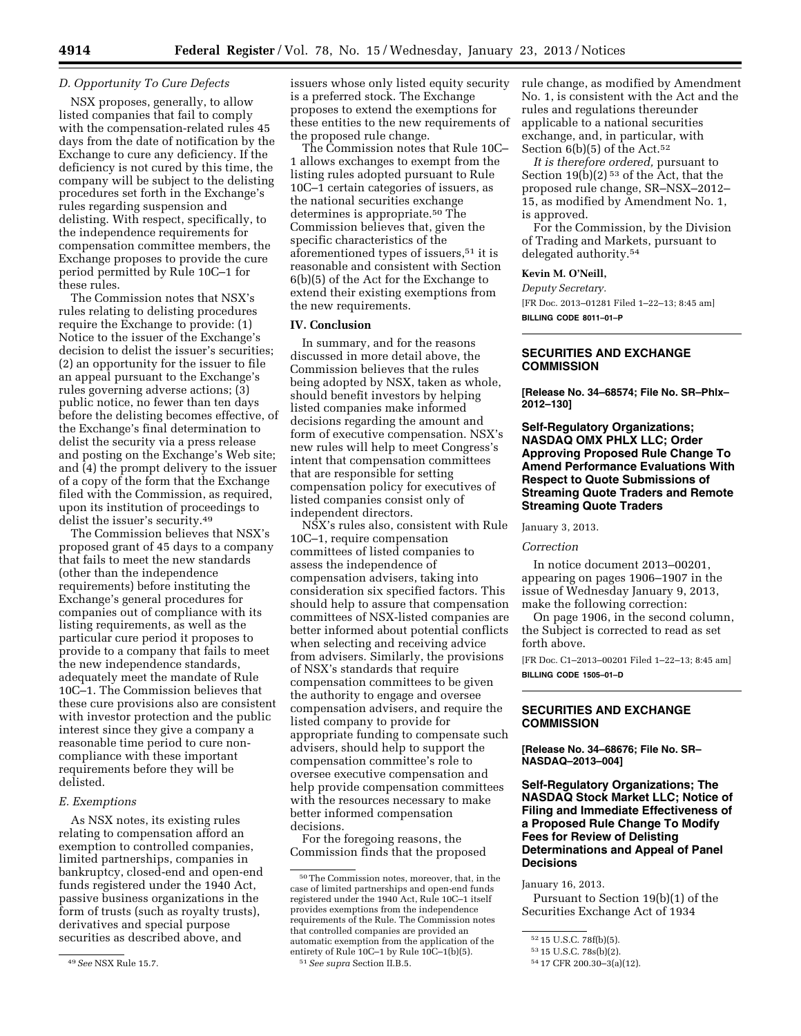### D. Opportunity To Cure Defects

NSX proposes, generally, to allow listed companies that fail to comply with the compensation-related rules 45 days from the date of notification by the Exchange to cure any deficiency. If the deficiency is not cured by this time, the company will be subject to the delisting procedures set forth in the Exchange's rules regarding suspension and delisting. With respect, specifically, to the independence requirements for compensation committee members, the Exchange proposes to provide the cure period permitted by Rule 10C–1 for these rules.

The Commission notes that NSX's rules relating to delisting procedures require the Exchange to provide: (1) Notice to the issuer of the Exchange's decision to delist the issuer's securities; (2) an opportunity for the issuer to file an appeal pursuant to the Exchange's rules governing adverse actions; (3) public notice, no fewer than ten days before the delisting becomes effective, of the Exchange's final determination to delist the security via a press release and posting on the Exchange's Web site; and (4) the prompt delivery to the issuer of a copy of the form that the Exchange filed with the Commission, as required, upon its institution of proceedings to delist the issuer's security.[49]

The Commission believes that NSX's proposed grant of 45 days to a company that fails to meet the new standards (other than the independence requirements) before instituting the Exchange's general procedures for companies out of compliance with its listing requirements, as well as the particular cure period it proposes to provide to a company that fails to meet the new independence standards, adequately meet the mandate of Rule 10C–1. The Commission believes that these cure provisions also are consistent with investor protection and the public interest since they give a company a reasonable time period to cure non-compliance with these important requirements before they will be delisted.

### E. Exemptions

As NSX notes, its existing rules relating to compensation afford an exemption to controlled companies, limited partnerships, companies in bankruptcy, closed-end and open-end funds registered under the 1940 Act, passive business organizations in the form of trusts (such as royalty trusts), derivatives and special purpose securities as described above, and issuers whose only listed equity security is a preferred stock. The Exchange proposes to extend the exemptions for these entities to the new requirements of the proposed rule change.

The Commission notes that Rule 10C–1 allows exchanges to exempt from the listing rules adopted pursuant to Rule 10C–1 certain categories of issuers, as the national securities exchange determines is appropriate.[50] The Commission believes that, given the specific characteristics of the aforementioned types of issuers,[51] it is reasonable and consistent with Section 6(b)(5) of the Act for the Exchange to extend their existing exemptions from the new requirements.

## IV. Conclusion

In summary, and for the reasons discussed in more detail above, the Commission believes that the rules being adopted by NSX, taken as whole, should benefit investors by helping listed companies make informed decisions regarding the amount and form of executive compensation. NSX's new rules will help to meet Congress's intent that compensation committees that are responsible for setting compensation policy for executives of listed companies consist only of independent directors.

NSX's rules also, consistent with Rule 10C–1, require compensation committees of listed companies to assess the independence of compensation advisers, taking into consideration six specified factors. This should help to assure that compensation committees of NSX-listed companies are better informed about potential conflicts when selecting and receiving advice from advisers. Similarly, the provisions of NSX's standards that require compensation committees to be given the authority to engage and oversee compensation advisers, and require the listed company to provide for appropriate funding to compensate such advisers, should help to support the compensation committee's role to oversee executive compensation and help provide compensation committees with the resources necessary to make better informed compensation decisions.

For the foregoing reasons, the Commission finds that the proposed rule change, as modified by Amendment No. 1, is consistent with the Act and the rules and regulations thereunder applicable to a national securities exchange, and, in particular, with Section 6(b)(5) of the Act.[52]

*It is therefore ordered,* pursuant to Section 19(b)(2)[53] of the Act, that the proposed rule change, SR–NSX–2012–15, as modified by Amendment No. 1, is approved.

For the Commission, by the Division of Trading and Markets, pursuant to delegated authority.[54]

**Kevin M. O'Neill,**

*Deputy Secretary.*

[FR Doc. 2013–01281 Filed 1–22–13; 8:45 am]

**BILLING CODE 8011–01–P**

[49] *See* NSX Rule 15.7.

[50] The Commission notes, moreover, that, in the case of limited partnerships and open-end funds registered under the 1940 Act, Rule 10C–1 itself provides exemptions from the independence requirements of the Rule. The Commission notes that controlled companies are provided an automatic exemption from the application of the entirety of Rule 10C–1 by Rule 10C–1(b)(5).

[51] *See supra* Section II.B.5.

[52] 15 U.S.C. 78f(b)(5).

[53] 15 U.S.C. 78s(b)(2).

[54] 17 CFR 200.30–3(a)(12).

---

## SECURITIES AND EXCHANGE COMMISSION

**[Release No. 34–68574; File No. SR–Phlx–2012–130]**

## Self-Regulatory Organizations; NASDAQ OMX PHLX LLC; Order Approving Proposed Rule Change To Amend Performance Evaluations With Respect to Quote Submissions of Streaming Quote Traders and Remote Streaming Quote Traders

January 3, 2013.

*Correction*

In notice document 2013–00201, appearing on pages 1906–1907 in the issue of Wednesday January 9, 2013, make the following correction:

On page 1906, in the second column, the Subject is corrected to read as set forth above.

[FR Doc. C1–2013–00201 Filed 1–22–13; 8:45 am]

**BILLING CODE 1505–01–D**

---

## SECURITIES AND EXCHANGE COMMISSION

**[Release No. 34–68676; File No. SR–NASDAQ–2013–004]**

## Self-Regulatory Organizations; The NASDAQ Stock Market LLC; Notice of Filing and Immediate Effectiveness of a Proposed Rule Change To Modify Fees for Review of Delisting Determinations and Appeal of Panel Decisions

January 16, 2013.

Pursuant to Section 19(b)(1) of the Securities Exchange Act of 1934